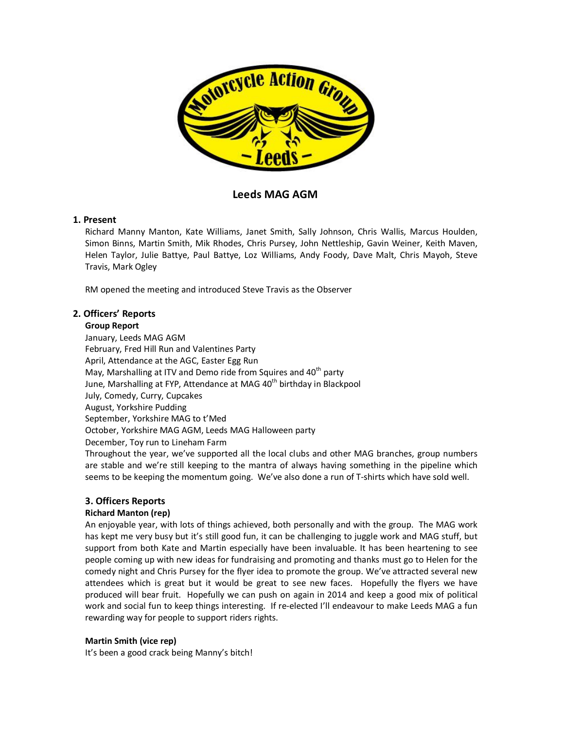# Leeds MAG AGM

## 1. Present

Richard Manny Manton, Kate Williams, Janet Smith, Sally Johnson, Chris Wallis, Marcus Houlden, Simon Binns, Martin Smith, Mik Rhodes, Chris Pursey, John Nettleship, Gavin Weiner, Keith Maven, Helen Taylor, Julie Battye, Paul Battye, Loz Williams, Andy Foody, Dave Malt, Chris Mayoh, Steve Travis, Mark Ogley

RM opened the meeting and introduced Steve Travis as the Observer

## 2. Officers' Reports

**Group Report**

January, Leeds MAG AGM
February, Fred Hill Run and Valentines Party
April, Attendance at the AGC, Easter Egg Run
May, Marshalling at ITV and Demo ride from Squires and 40th party
June, Marshalling at FYP, Attendance at MAG 40th birthday in Blackpool
July, Comedy, Curry, Cupcakes
August, Yorkshire Pudding
September, Yorkshire MAG to t'Med
October, Yorkshire MAG AGM, Leeds MAG Halloween party
December, Toy run to Lineham Farm

Throughout the year, we've supported all the local clubs and other MAG branches, group numbers are stable and we're still keeping to the mantra of always having something in the pipeline which seems to be keeping the momentum going. We've also done a run of T-shirts which have sold well.

## 3. Officers Reports

**Richard Manton (rep)**

An enjoyable year, with lots of things achieved, both personally and with the group. The MAG work has kept me very busy but it's still good fun, it can be challenging to juggle work and MAG stuff, but support from both Kate and Martin especially have been invaluable. It has been heartening to see people coming up with new ideas for fundraising and promoting and thanks must go to Helen for the comedy night and Chris Pursey for the flyer idea to promote the group. We've attracted several new attendees which is great but it would be great to see new faces. Hopefully the flyers we have produced will bear fruit. Hopefully we can push on again in 2014 and keep a good mix of political work and social fun to keep things interesting. If re-elected I'll endeavour to make Leeds MAG a fun rewarding way for people to support riders rights.

**Martin Smith (vice rep)**

It's been a good crack being Manny's bitch!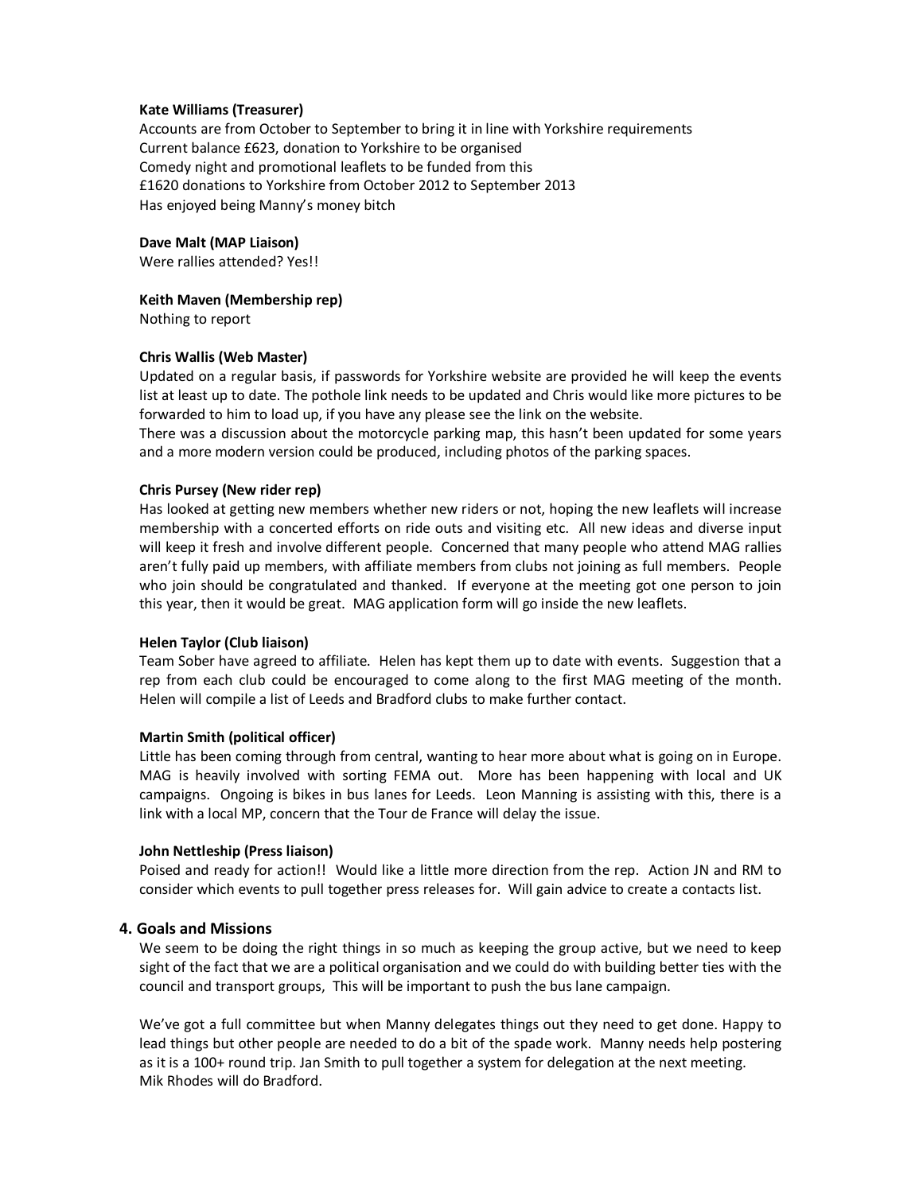**Kate Williams (Treasurer)**
Accounts are from October to September to bring it in line with Yorkshire requirements
Current balance £623, donation to Yorkshire to be organised
Comedy night and promotional leaflets to be funded from this
£1620 donations to Yorkshire from October 2012 to September 2013
Has enjoyed being Manny's money bitch

**Dave Malt (MAP Liaison)**
Were rallies attended? Yes!!

**Keith Maven (Membership rep)**
Nothing to report

**Chris Wallis (Web Master)**
Updated on a regular basis, if passwords for Yorkshire website are provided he will keep the events list at least up to date. The pothole link needs to be updated and Chris would like more pictures to be forwarded to him to load up, if you have any please see the link on the website.
There was a discussion about the motorcycle parking map, this hasn't been updated for some years and a more modern version could be produced, including photos of the parking spaces.

**Chris Pursey (New rider rep)**
Has looked at getting new members whether new riders or not, hoping the new leaflets will increase membership with a concerted efforts on ride outs and visiting etc. All new ideas and diverse input will keep it fresh and involve different people. Concerned that many people who attend MAG rallies aren't fully paid up members, with affiliate members from clubs not joining as full members. People who join should be congratulated and thanked. If everyone at the meeting got one person to join this year, then it would be great. MAG application form will go inside the new leaflets.

**Helen Taylor (Club liaison)**
Team Sober have agreed to affiliate. Helen has kept them up to date with events. Suggestion that a rep from each club could be encouraged to come along to the first MAG meeting of the month. Helen will compile a list of Leeds and Bradford clubs to make further contact.

**Martin Smith (political officer)**
Little has been coming through from central, wanting to hear more about what is going on in Europe. MAG is heavily involved with sorting FEMA out. More has been happening with local and UK campaigns. Ongoing is bikes in bus lanes for Leeds. Leon Manning is assisting with this, there is a link with a local MP, concern that the Tour de France will delay the issue.

**John Nettleship (Press liaison)**
Poised and ready for action!! Would like a little more direction from the rep. Action JN and RM to consider which events to pull together press releases for. Will gain advice to create a contacts list.

## 4. Goals and Missions

We seem to be doing the right things in so much as keeping the group active, but we need to keep sight of the fact that we are a political organisation and we could do with building better ties with the council and transport groups, This will be important to push the bus lane campaign.

We've got a full committee but when Manny delegates things out they need to get done. Happy to lead things but other people are needed to do a bit of the spade work. Manny needs help postering as it is a 100+ round trip. Jan Smith to pull together a system for delegation at the next meeting.
Mik Rhodes will do Bradford.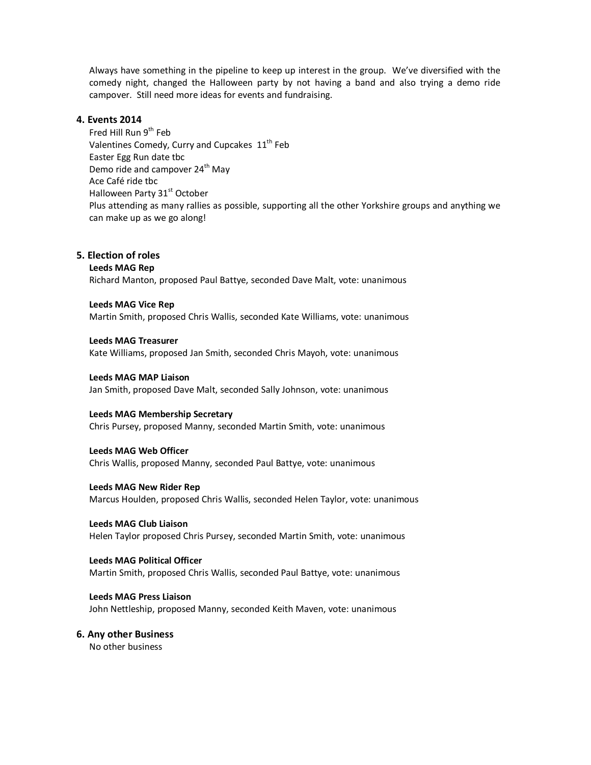Always have something in the pipeline to keep up interest in the group. We've diversified with the comedy night, changed the Halloween party by not having a band and also trying a demo ride campover. Still need more ideas for events and fundraising.

## 4. Events 2014

Fred Hill Run 9th Feb
Valentines Comedy, Curry and Cupcakes 11th Feb
Easter Egg Run date tbc
Demo ride and campover 24th May
Ace Café ride tbc
Halloween Party 31st October
Plus attending as many rallies as possible, supporting all the other Yorkshire groups and anything we can make up as we go along!

## 5. Election of roles

**Leeds MAG Rep**
Richard Manton, proposed Paul Battye, seconded Dave Malt, vote: unanimous

**Leeds MAG Vice Rep**
Martin Smith, proposed Chris Wallis, seconded Kate Williams, vote: unanimous

**Leeds MAG Treasurer**
Kate Williams, proposed Jan Smith, seconded Chris Mayoh, vote: unanimous

**Leeds MAG MAP Liaison**
Jan Smith, proposed Dave Malt, seconded Sally Johnson, vote: unanimous

**Leeds MAG Membership Secretary**
Chris Pursey, proposed Manny, seconded Martin Smith, vote: unanimous

**Leeds MAG Web Officer**
Chris Wallis, proposed Manny, seconded Paul Battye, vote: unanimous

**Leeds MAG New Rider Rep**
Marcus Houlden, proposed Chris Wallis, seconded Helen Taylor, vote: unanimous

**Leeds MAG Club Liaison**
Helen Taylor proposed Chris Pursey, seconded Martin Smith, vote: unanimous

**Leeds MAG Political Officer**
Martin Smith, proposed Chris Wallis, seconded Paul Battye, vote: unanimous

**Leeds MAG Press Liaison**
John Nettleship, proposed Manny, seconded Keith Maven, vote: unanimous

## 6. Any other Business

No other business